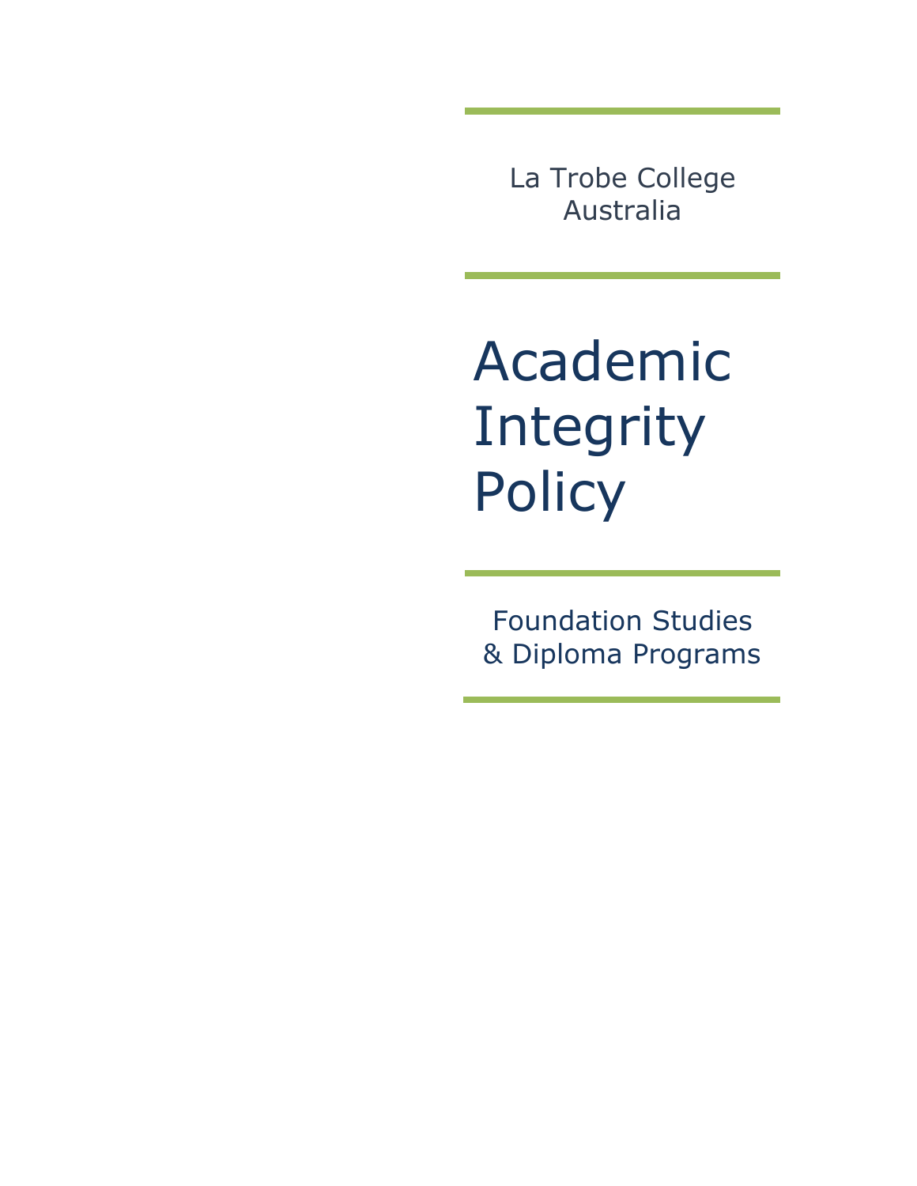La Trobe College Australia

# Academic Integrity Policy

Foundation Studies & Diploma Programs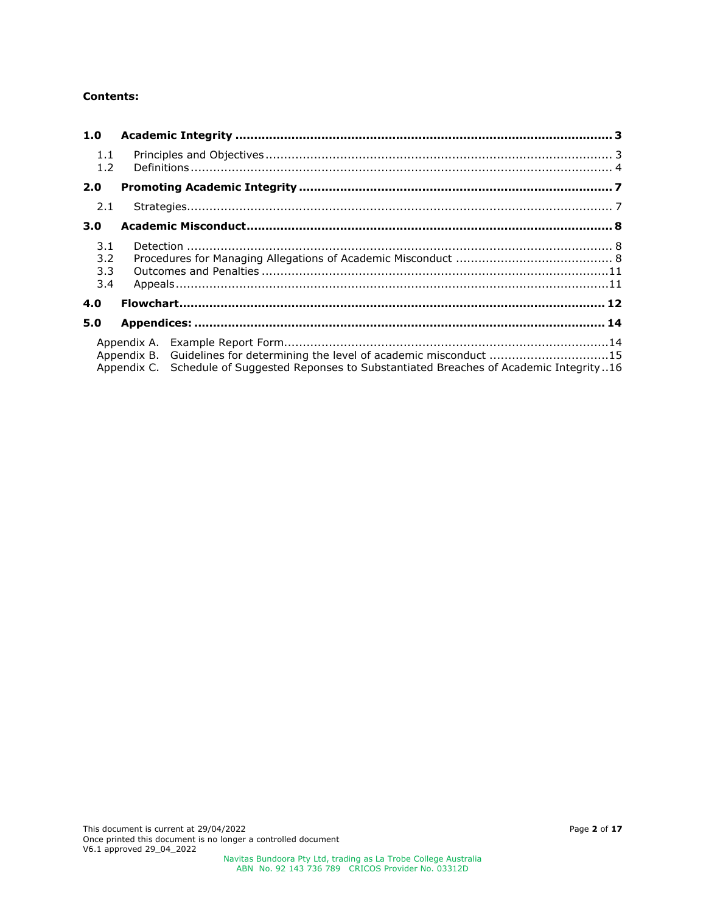**Contents:**

| | | |
|---|---|---|
| **1.0** | **Academic Integrity** | **3** |
| 1.1 | Principles and Objectives | 3 |
| 1.2 | Definitions | 4 |
| **2.0** | **Promoting Academic Integrity** | **7** |
| 2.1 | Strategies | 7 |
| **3.0** | **Academic Misconduct** | **8** |
| 3.1 | Detection | 8 |
| 3.2 | Procedures for Managing Allegations of Academic Misconduct | 8 |
| 3.3 | Outcomes and Penalties | 11 |
| 3.4 | Appeals | 11 |
| **4.0** | **Flowchart** | **12** |
| **5.0** | **Appendices:** | **14** |
| Appendix A. | Example Report Form | 14 |
| Appendix B. | Guidelines for determining the level of academic misconduct | 15 |
| Appendix C. | Schedule of Suggested Reponses to Substantiated Breaches of Academic Integrity | 16 |

This document is current at 29/04/2022
Once printed this document is no longer a controlled document
V6.1 approved 29_04_2022

Navitas Bundoora Pty Ltd, trading as La Trobe College Australia
ABN No. 92 143 736 789 CRICOS Provider No. 03312D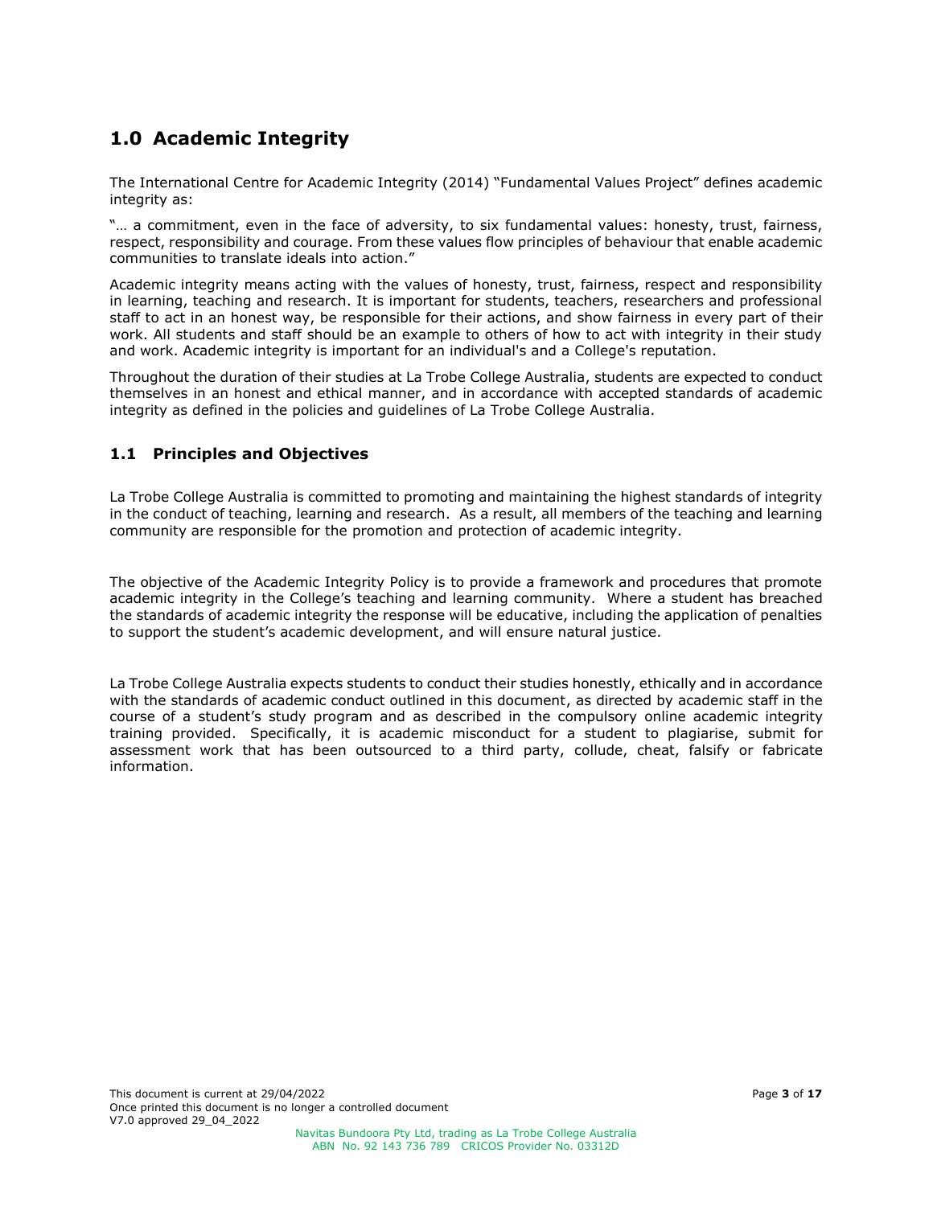# 1.0 Academic Integrity

The International Centre for Academic Integrity (2014) "Fundamental Values Project" defines academic integrity as:

"… a commitment, even in the face of adversity, to six fundamental values: honesty, trust, fairness, respect, responsibility and courage. From these values flow principles of behaviour that enable academic communities to translate ideals into action."

Academic integrity means acting with the values of honesty, trust, fairness, respect and responsibility in learning, teaching and research. It is important for students, teachers, researchers and professional staff to act in an honest way, be responsible for their actions, and show fairness in every part of their work. All students and staff should be an example to others of how to act with integrity in their study and work. Academic integrity is important for an individual's and a College's reputation.

Throughout the duration of their studies at La Trobe College Australia, students are expected to conduct themselves in an honest and ethical manner, and in accordance with accepted standards of academic integrity as defined in the policies and guidelines of La Trobe College Australia.

## 1.1 Principles and Objectives

La Trobe College Australia is committed to promoting and maintaining the highest standards of integrity in the conduct of teaching, learning and research. As a result, all members of the teaching and learning community are responsible for the promotion and protection of academic integrity.

The objective of the Academic Integrity Policy is to provide a framework and procedures that promote academic integrity in the College's teaching and learning community. Where a student has breached the standards of academic integrity the response will be educative, including the application of penalties to support the student's academic development, and will ensure natural justice.

La Trobe College Australia expects students to conduct their studies honestly, ethically and in accordance with the standards of academic conduct outlined in this document, as directed by academic staff in the course of a student's study program and as described in the compulsory online academic integrity training provided. Specifically, it is academic misconduct for a student to plagiarise, submit for assessment work that has been outsourced to a third party, collude, cheat, falsify or fabricate information.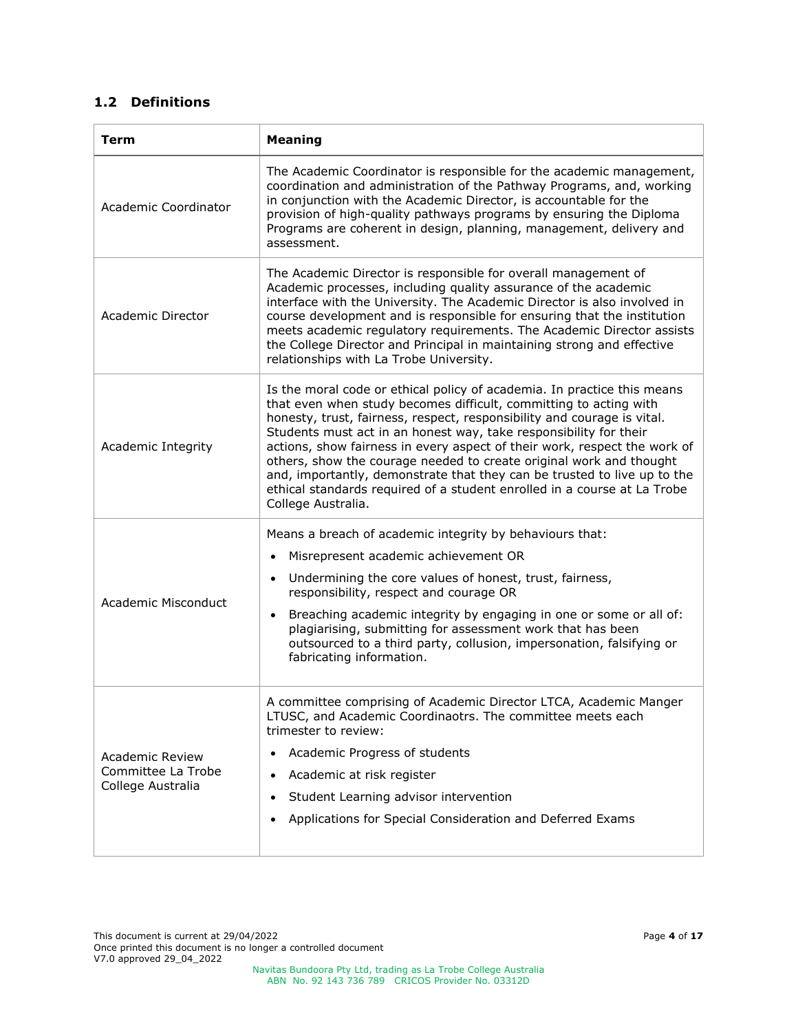## 1.2 Definitions

| Term | Meaning |
|---|---|
| Academic Coordinator | The Academic Coordinator is responsible for the academic management, coordination and administration of the Pathway Programs, and, working in conjunction with the Academic Director, is accountable for the provision of high-quality pathways programs by ensuring the Diploma Programs are coherent in design, planning, management, delivery and assessment. |
| Academic Director | The Academic Director is responsible for overall management of Academic processes, including quality assurance of the academic interface with the University. The Academic Director is also involved in course development and is responsible for ensuring that the institution meets academic regulatory requirements. The Academic Director assists the College Director and Principal in maintaining strong and effective relationships with La Trobe University. |
| Academic Integrity | Is the moral code or ethical policy of academia. In practice this means that even when study becomes difficult, committing to acting with honesty, trust, fairness, respect, responsibility and courage is vital. Students must act in an honest way, take responsibility for their actions, show fairness in every aspect of their work, respect the work of others, show the courage needed to create original work and thought and, importantly, demonstrate that they can be trusted to live up to the ethical standards required of a student enrolled in a course at La Trobe College Australia. |
| Academic Misconduct | Means a breach of academic integrity by behaviours that:<br>• Misrepresent academic achievement OR<br>• Undermining the core values of honest, trust, fairness, responsibility, respect and courage OR<br>• Breaching academic integrity by engaging in one or some or all of: plagiarising, submitting for assessment work that has been outsourced to a third party, collusion, impersonation, falsifying or fabricating information. |
| Academic Review Committee La Trobe College Australia | A committee comprising of Academic Director LTCA, Academic Manger LTUSC, and Academic Coordinaotrs. The committee meets each trimester to review:<br>• Academic Progress of students<br>• Academic at risk register<br>• Student Learning advisor intervention<br>• Applications for Special Consideration and Deferred Exams |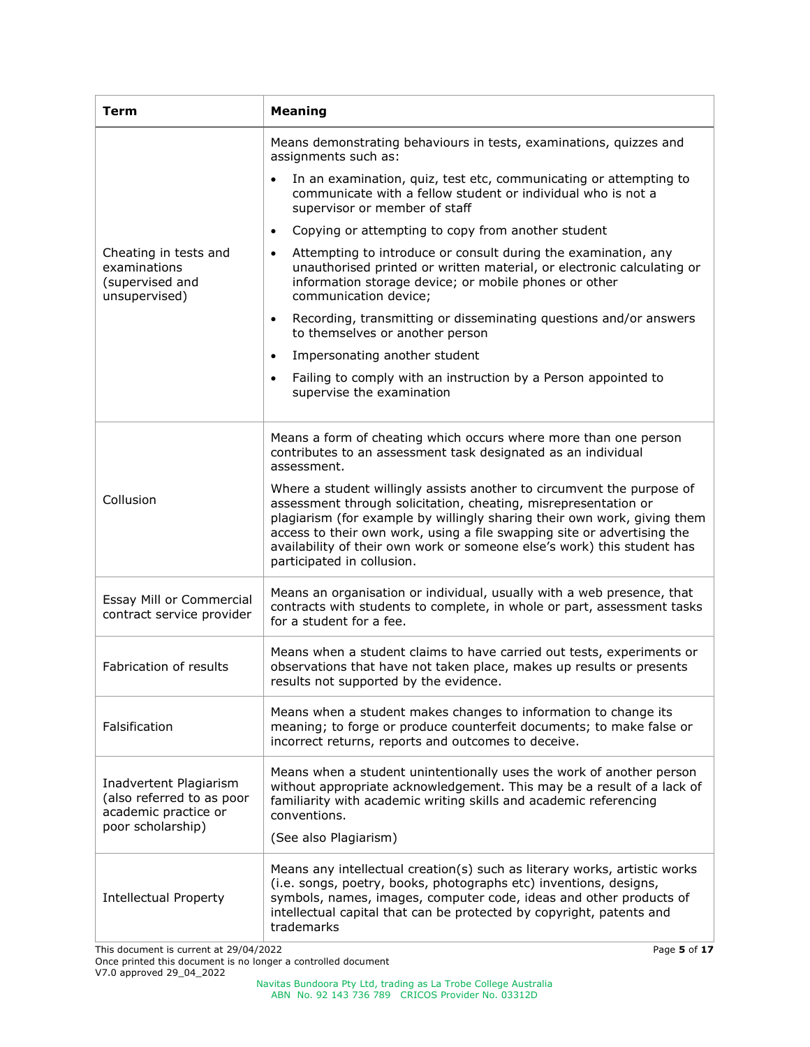| Term | Meaning |
|---|---|
| Cheating in tests and examinations (supervised and unsupervised) | Means demonstrating behaviours in tests, examinations, quizzes and assignments such as:<br>• In an examination, quiz, test etc, communicating or attempting to communicate with a fellow student or individual who is not a supervisor or member of staff<br>• Copying or attempting to copy from another student<br>• Attempting to introduce or consult during the examination, any unauthorised printed or written material, or electronic calculating or information storage device; or mobile phones or other communication device;<br>• Recording, transmitting or disseminating questions and/or answers to themselves or another person<br>• Impersonating another student<br>• Failing to comply with an instruction by a Person appointed to supervise the examination |
| Collusion | Means a form of cheating which occurs where more than one person contributes to an assessment task designated as an individual assessment.<br>Where a student willingly assists another to circumvent the purpose of assessment through solicitation, cheating, misrepresentation or plagiarism (for example by willingly sharing their own work, giving them access to their own work, using a file swapping site or advertising the availability of their own work or someone else's work) this student has participated in collusion. |
| Essay Mill or Commercial contract service provider | Means an organisation or individual, usually with a web presence, that contracts with students to complete, in whole or part, assessment tasks for a student for a fee. |
| Fabrication of results | Means when a student claims to have carried out tests, experiments or observations that have not taken place, makes up results or presents results not supported by the evidence. |
| Falsification | Means when a student makes changes to information to change its meaning; to forge or produce counterfeit documents; to make false or incorrect returns, reports and outcomes to deceive. |
| Inadvertent Plagiarism (also referred to as poor academic practice or poor scholarship) | Means when a student unintentionally uses the work of another person without appropriate acknowledgement. This may be a result of a lack of familiarity with academic writing skills and academic referencing conventions.<br>(See also Plagiarism) |
| Intellectual Property | Means any intellectual creation(s) such as literary works, artistic works (i.e. songs, poetry, books, photographs etc) inventions, designs, symbols, names, images, computer code, ideas and other products of intellectual capital that can be protected by copyright, patents and trademarks |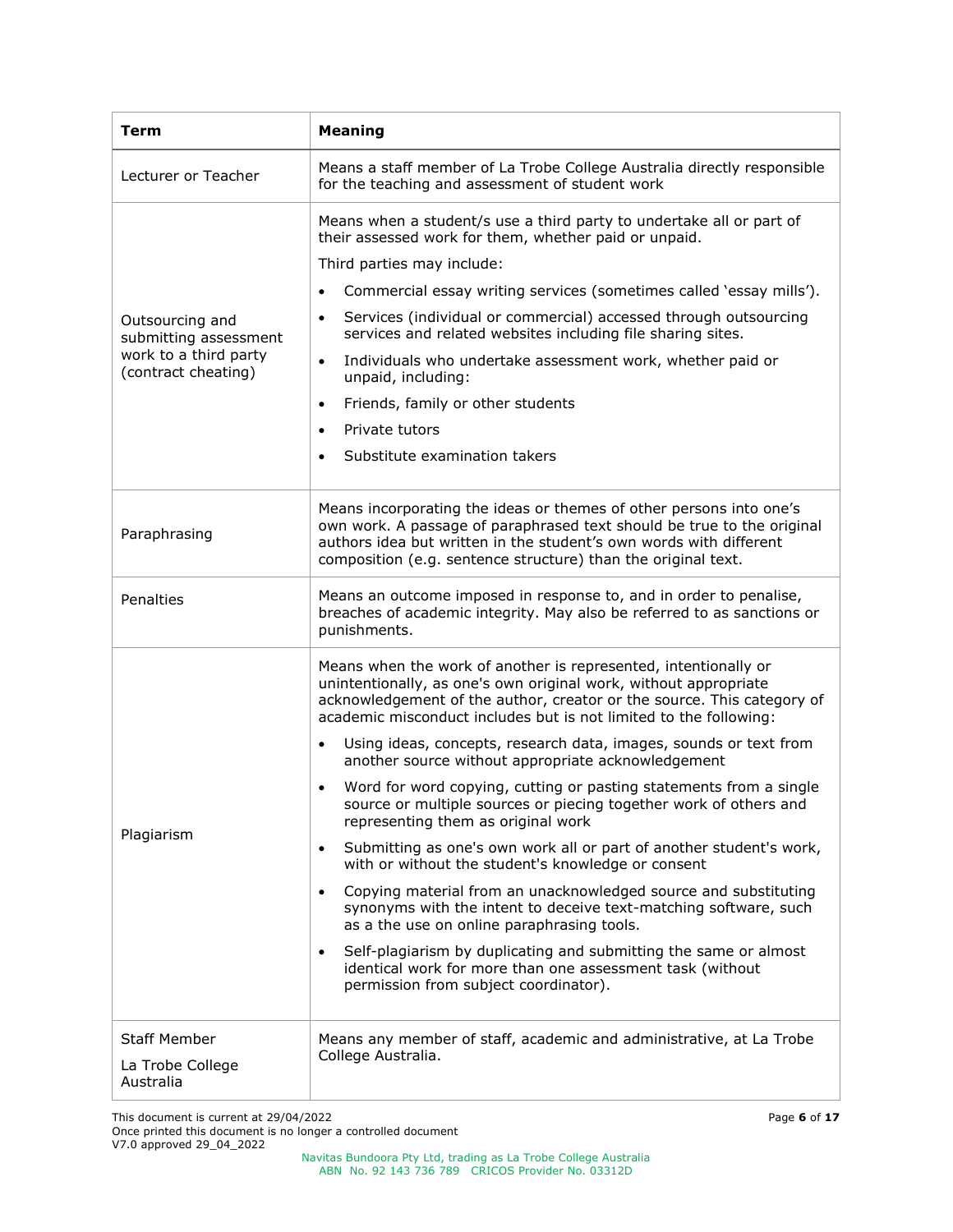| Term | Meaning |
|---|---|
| Lecturer or Teacher | Means a staff member of La Trobe College Australia directly responsible for the teaching and assessment of student work |
| Outsourcing and submitting assessment work to a third party (contract cheating) | Means when a student/s use a third party to undertake all or part of their assessed work for them, whether paid or unpaid.<br><br>Third parties may include:<br><br>• Commercial essay writing services (sometimes called 'essay mills').<br>• Services (individual or commercial) accessed through outsourcing services and related websites including file sharing sites.<br>• Individuals who undertake assessment work, whether paid or unpaid, including:<br>• Friends, family or other students<br>• Private tutors<br>• Substitute examination takers |
| Paraphrasing | Means incorporating the ideas or themes of other persons into one's own work. A passage of paraphrased text should be true to the original authors idea but written in the student's own words with different composition (e.g. sentence structure) than the original text. |
| Penalties | Means an outcome imposed in response to, and in order to penalise, breaches of academic integrity. May also be referred to as sanctions or punishments. |
| Plagiarism | Means when the work of another is represented, intentionally or unintentionally, as one's own original work, without appropriate acknowledgement of the author, creator or the source. This category of academic misconduct includes but is not limited to the following:<br><br>• Using ideas, concepts, research data, images, sounds or text from another source without appropriate acknowledgement<br>• Word for word copying, cutting or pasting statements from a single source or multiple sources or piecing together work of others and representing them as original work<br>• Submitting as one's own work all or part of another student's work, with or without the student's knowledge or consent<br>• Copying material from an unacknowledged source and substituting synonyms with the intent to deceive text-matching software, such as a the use on online paraphrasing tools.<br>• Self-plagiarism by duplicating and submitting the same or almost identical work for more than one assessment task (without permission from subject coordinator). |
| Staff Member<br><br>La Trobe College Australia | Means any member of staff, academic and administrative, at La Trobe College Australia. |

This document is current at 29/04/2022
Once printed this document is no longer a controlled document
V7.0 approved 29_04_2022

Navitas Bundoora Pty Ltd, trading as La Trobe College Australia
ABN No. 92 143 736 789 CRICOS Provider No. 03312D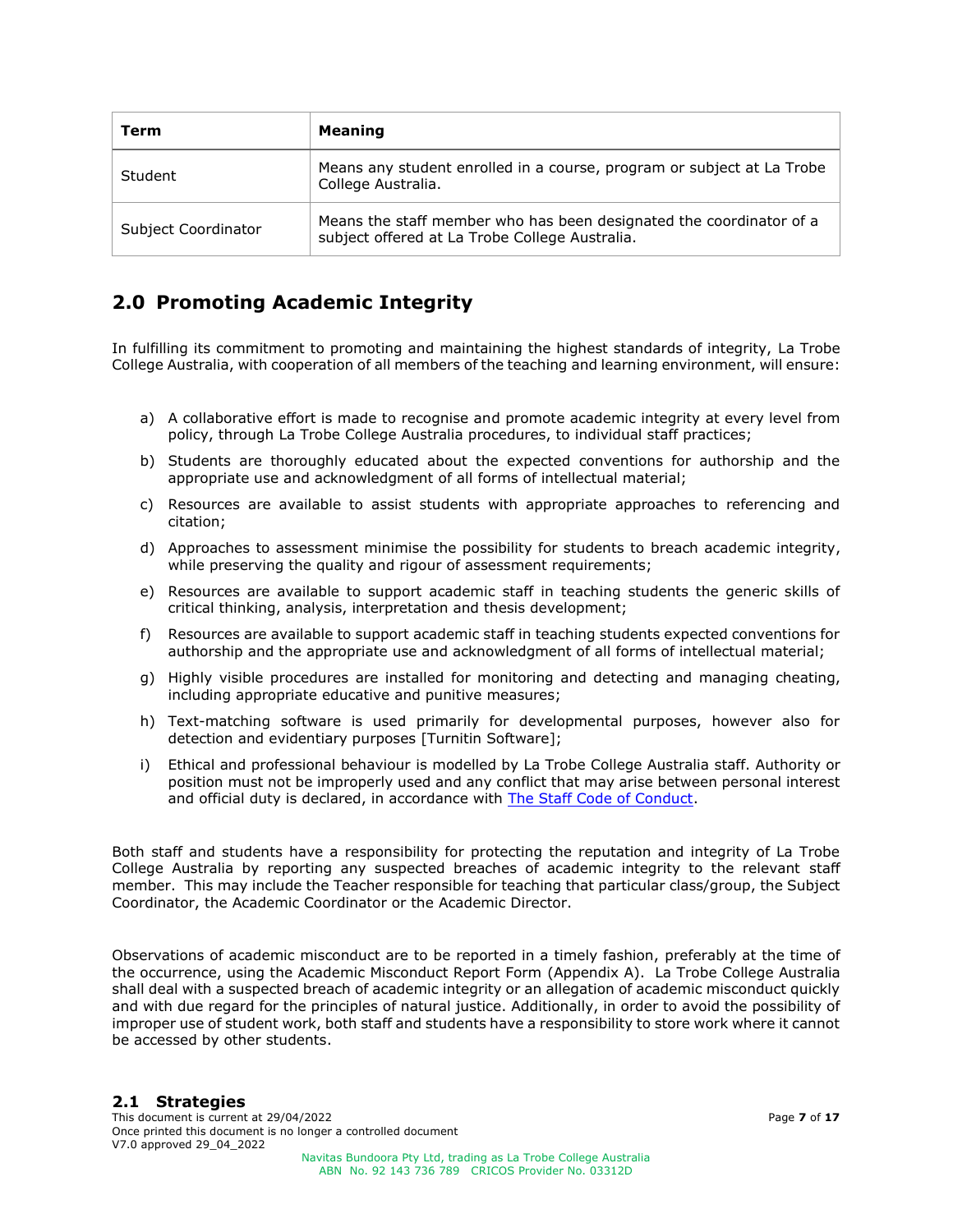| Term | Meaning |
| --- | --- |
| Student | Means any student enrolled in a course, program or subject at La Trobe College Australia. |
| Subject Coordinator | Means the staff member who has been designated the coordinator of a subject offered at La Trobe College Australia. |

## 2.0 Promoting Academic Integrity

In fulfilling its commitment to promoting and maintaining the highest standards of integrity, La Trobe College Australia, with cooperation of all members of the teaching and learning environment, will ensure:

a) A collaborative effort is made to recognise and promote academic integrity at every level from policy, through La Trobe College Australia procedures, to individual staff practices;

b) Students are thoroughly educated about the expected conventions for authorship and the appropriate use and acknowledgment of all forms of intellectual material;

c) Resources are available to assist students with appropriate approaches to referencing and citation;

d) Approaches to assessment minimise the possibility for students to breach academic integrity, while preserving the quality and rigour of assessment requirements;

e) Resources are available to support academic staff in teaching students the generic skills of critical thinking, analysis, interpretation and thesis development;

f) Resources are available to support academic staff in teaching students expected conventions for authorship and the appropriate use and acknowledgment of all forms of intellectual material;

g) Highly visible procedures are installed for monitoring and detecting and managing cheating, including appropriate educative and punitive measures;

h) Text-matching software is used primarily for developmental purposes, however also for detection and evidentiary purposes [Turnitin Software];

i) Ethical and professional behaviour is modelled by La Trobe College Australia staff. Authority or position must not be improperly used and any conflict that may arise between personal interest and official duty is declared, in accordance with The Staff Code of Conduct.

Both staff and students have a responsibility for protecting the reputation and integrity of La Trobe College Australia by reporting any suspected breaches of academic integrity to the relevant staff member. This may include the Teacher responsible for teaching that particular class/group, the Subject Coordinator, the Academic Coordinator or the Academic Director.

Observations of academic misconduct are to be reported in a timely fashion, preferably at the time of the occurrence, using the Academic Misconduct Report Form (Appendix A). La Trobe College Australia shall deal with a suspected breach of academic integrity or an allegation of academic misconduct quickly and with due regard for the principles of natural justice. Additionally, in order to avoid the possibility of improper use of student work, both staff and students have a responsibility to store work where it cannot be accessed by other students.

### 2.1 Strategies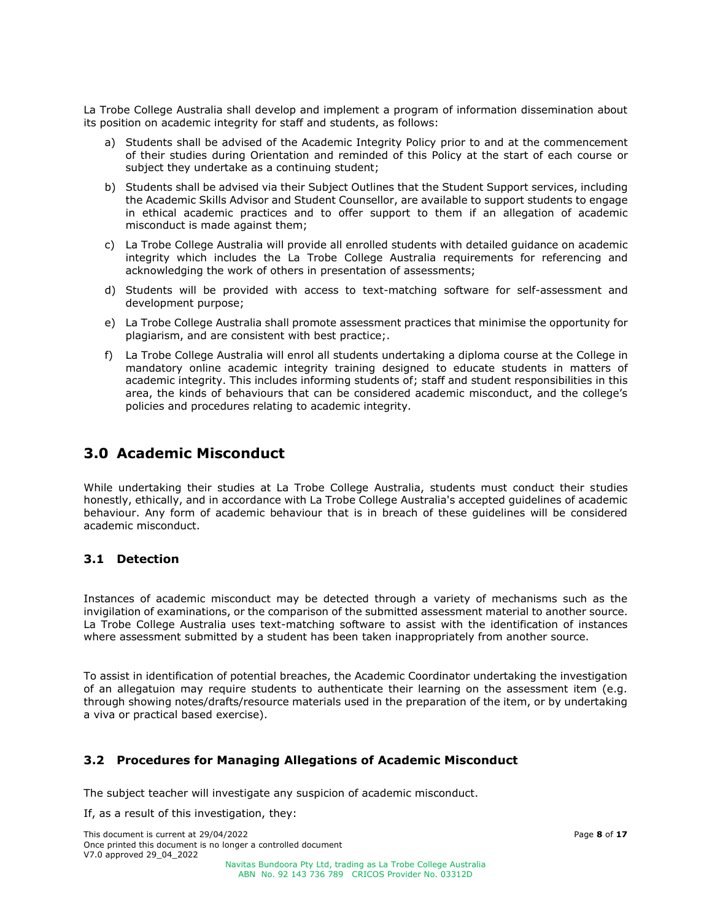La Trobe College Australia shall develop and implement a program of information dissemination about its position on academic integrity for staff and students, as follows:

a) Students shall be advised of the Academic Integrity Policy prior to and at the commencement of their studies during Orientation and reminded of this Policy at the start of each course or subject they undertake as a continuing student;

b) Students shall be advised via their Subject Outlines that the Student Support services, including the Academic Skills Advisor and Student Counsellor, are available to support students to engage in ethical academic practices and to offer support to them if an allegation of academic misconduct is made against them;

c) La Trobe College Australia will provide all enrolled students with detailed guidance on academic integrity which includes the La Trobe College Australia requirements for referencing and acknowledging the work of others in presentation of assessments;

d) Students will be provided with access to text-matching software for self-assessment and development purpose;

e) La Trobe College Australia shall promote assessment practices that minimise the opportunity for plagiarism, and are consistent with best practice;.

f) La Trobe College Australia will enrol all students undertaking a diploma course at the College in mandatory online academic integrity training designed to educate students in matters of academic integrity. This includes informing students of; staff and student responsibilities in this area, the kinds of behaviours that can be considered academic misconduct, and the college's policies and procedures relating to academic integrity.

# 3.0 Academic Misconduct

While undertaking their studies at La Trobe College Australia, students must conduct their studies honestly, ethically, and in accordance with La Trobe College Australia's accepted guidelines of academic behaviour. Any form of academic behaviour that is in breach of these guidelines will be considered academic misconduct.

## 3.1 Detection

Instances of academic misconduct may be detected through a variety of mechanisms such as the invigilation of examinations, or the comparison of the submitted assessment material to another source. La Trobe College Australia uses text-matching software to assist with the identification of instances where assessment submitted by a student has been taken inappropriately from another source.

To assist in identification of potential breaches, the Academic Coordinator undertaking the investigation of an allegatuion may require students to authenticate their learning on the assessment item (e.g. through showing notes/drafts/resource materials used in the preparation of the item, or by undertaking a viva or practical based exercise).

## 3.2 Procedures for Managing Allegations of Academic Misconduct

The subject teacher will investigate any suspicion of academic misconduct.

If, as a result of this investigation, they: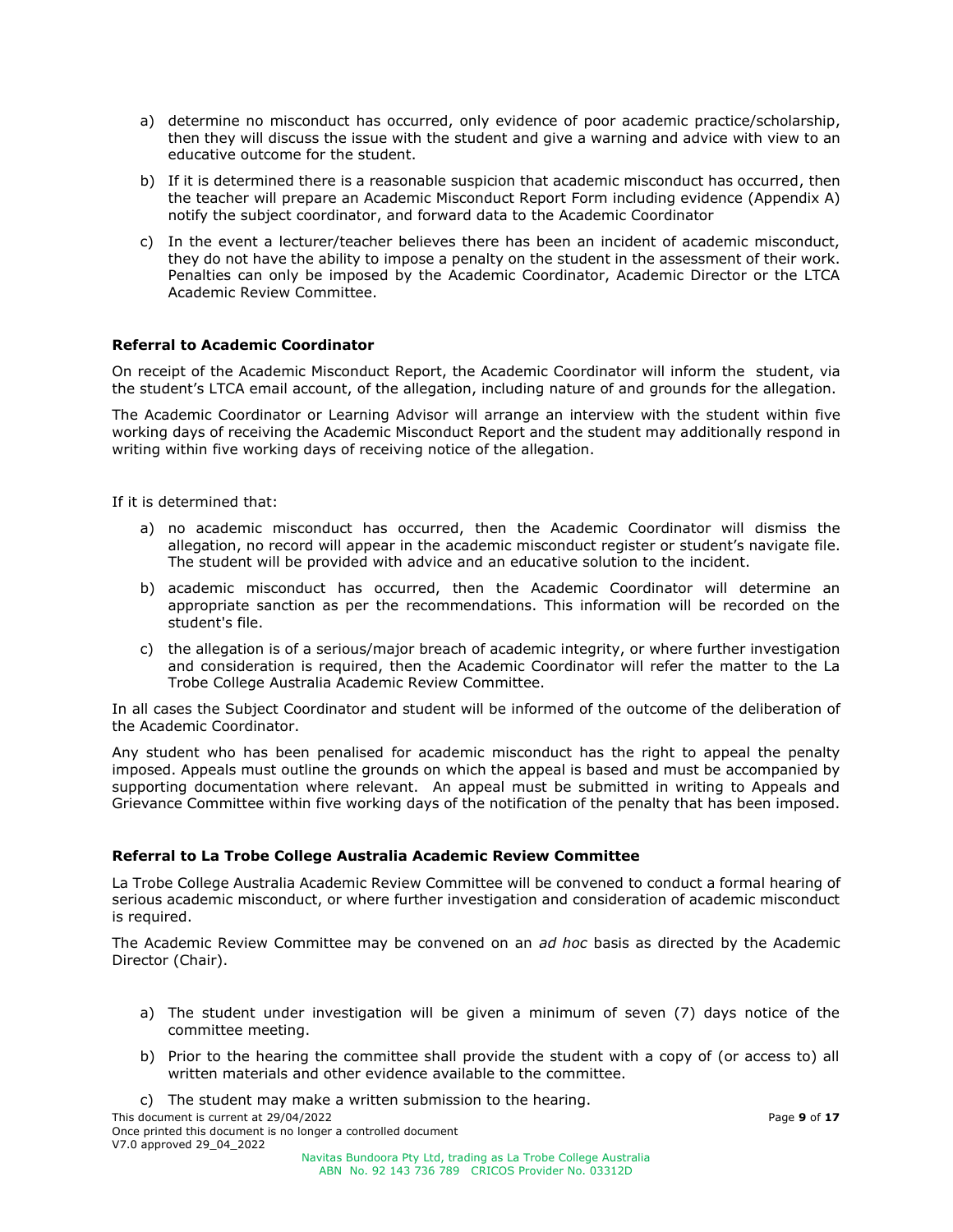a) determine no misconduct has occurred, only evidence of poor academic practice/scholarship, then they will discuss the issue with the student and give a warning and advice with view to an educative outcome for the student.

b) If it is determined there is a reasonable suspicion that academic misconduct has occurred, then the teacher will prepare an Academic Misconduct Report Form including evidence (Appendix A) notify the subject coordinator, and forward data to the Academic Coordinator

c) In the event a lecturer/teacher believes there has been an incident of academic misconduct, they do not have the ability to impose a penalty on the student in the assessment of their work. Penalties can only be imposed by the Academic Coordinator, Academic Director or the LTCA Academic Review Committee.

**Referral to Academic Coordinator**

On receipt of the Academic Misconduct Report, the Academic Coordinator will inform the student, via the student's LTCA email account, of the allegation, including nature of and grounds for the allegation.

The Academic Coordinator or Learning Advisor will arrange an interview with the student within five working days of receiving the Academic Misconduct Report and the student may additionally respond in writing within five working days of receiving notice of the allegation.

If it is determined that:

a) no academic misconduct has occurred, then the Academic Coordinator will dismiss the allegation, no record will appear in the academic misconduct register or student's navigate file. The student will be provided with advice and an educative solution to the incident.

b) academic misconduct has occurred, then the Academic Coordinator will determine an appropriate sanction as per the recommendations. This information will be recorded on the student's file.

c) the allegation is of a serious/major breach of academic integrity, or where further investigation and consideration is required, then the Academic Coordinator will refer the matter to the La Trobe College Australia Academic Review Committee.

In all cases the Subject Coordinator and student will be informed of the outcome of the deliberation of the Academic Coordinator.

Any student who has been penalised for academic misconduct has the right to appeal the penalty imposed. Appeals must outline the grounds on which the appeal is based and must be accompanied by supporting documentation where relevant. An appeal must be submitted in writing to Appeals and Grievance Committee within five working days of the notification of the penalty that has been imposed.

**Referral to La Trobe College Australia Academic Review Committee**

La Trobe College Australia Academic Review Committee will be convened to conduct a formal hearing of serious academic misconduct, or where further investigation and consideration of academic misconduct is required.

The Academic Review Committee may be convened on an *ad hoc* basis as directed by the Academic Director (Chair).

a) The student under investigation will be given a minimum of seven (7) days notice of the committee meeting.

b) Prior to the hearing the committee shall provide the student with a copy of (or access to) all written materials and other evidence available to the committee.

c) The student may make a written submission to the hearing.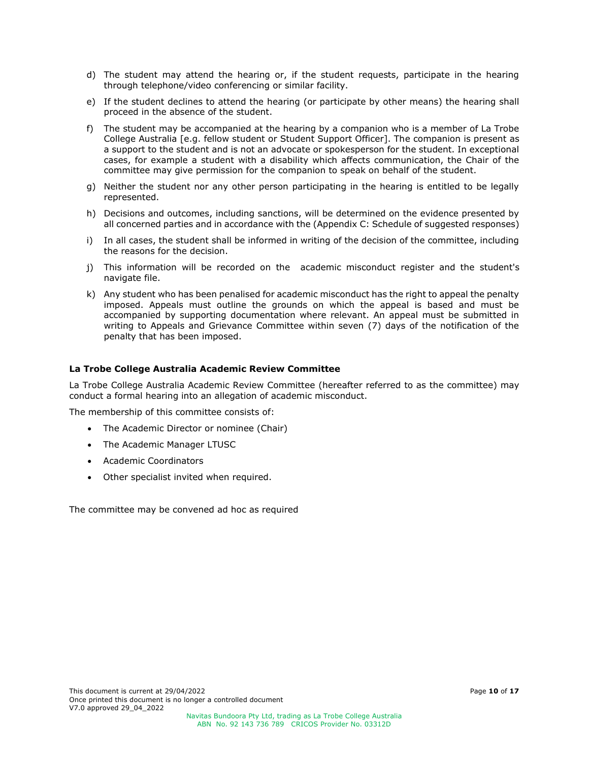d) The student may attend the hearing or, if the student requests, participate in the hearing through telephone/video conferencing or similar facility.

e) If the student declines to attend the hearing (or participate by other means) the hearing shall proceed in the absence of the student.

f) The student may be accompanied at the hearing by a companion who is a member of La Trobe College Australia [e.g. fellow student or Student Support Officer]. The companion is present as a support to the student and is not an advocate or spokesperson for the student. In exceptional cases, for example a student with a disability which affects communication, the Chair of the committee may give permission for the companion to speak on behalf of the student.

g) Neither the student nor any other person participating in the hearing is entitled to be legally represented.

h) Decisions and outcomes, including sanctions, will be determined on the evidence presented by all concerned parties and in accordance with the (Appendix C: Schedule of suggested responses)

i) In all cases, the student shall be informed in writing of the decision of the committee, including the reasons for the decision.

j) This information will be recorded on the academic misconduct register and the student's navigate file.

k) Any student who has been penalised for academic misconduct has the right to appeal the penalty imposed. Appeals must outline the grounds on which the appeal is based and must be accompanied by supporting documentation where relevant. An appeal must be submitted in writing to Appeals and Grievance Committee within seven (7) days of the notification of the penalty that has been imposed.

**La Trobe College Australia Academic Review Committee**

La Trobe College Australia Academic Review Committee (hereafter referred to as the committee) may conduct a formal hearing into an allegation of academic misconduct.

The membership of this committee consists of:

- The Academic Director or nominee (Chair)
- The Academic Manager LTUSC
- Academic Coordinators
- Other specialist invited when required.

The committee may be convened ad hoc as required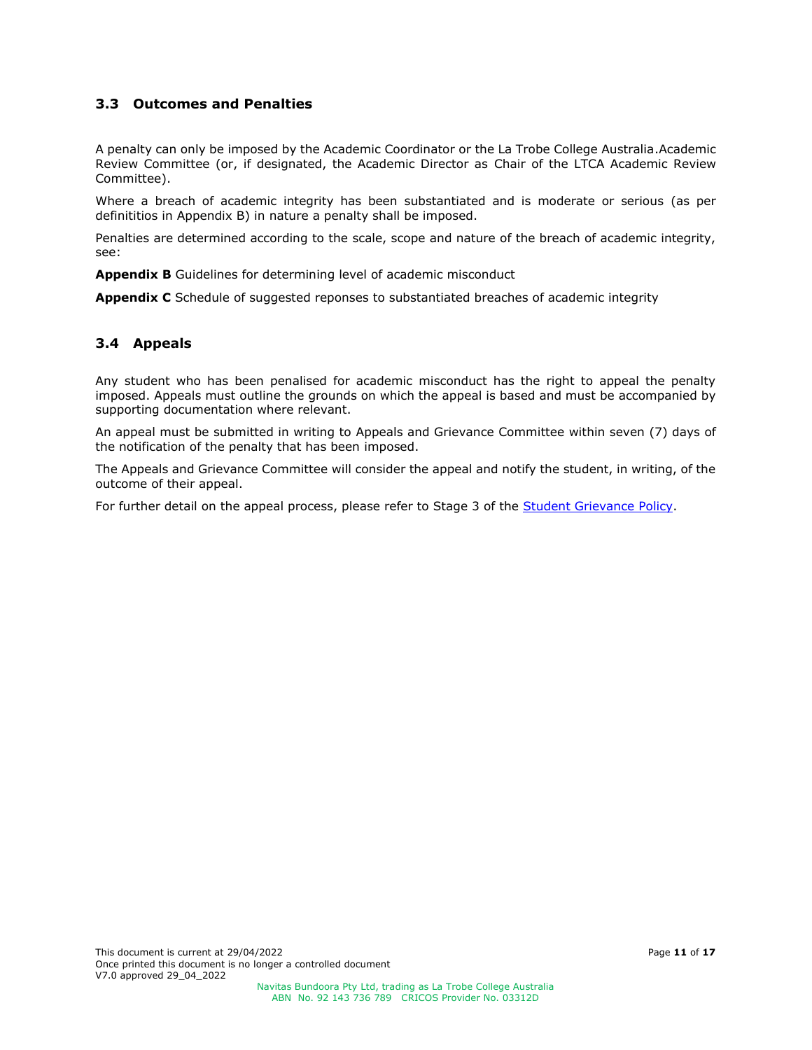## 3.3 Outcomes and Penalties

A penalty can only be imposed by the Academic Coordinator or the La Trobe College Australia.Academic Review Committee (or, if designated, the Academic Director as Chair of the LTCA Academic Review Committee).

Where a breach of academic integrity has been substantiated and is moderate or serious (as per definititios in Appendix B) in nature a penalty shall be imposed.

Penalties are determined according to the scale, scope and nature of the breach of academic integrity, see:

**Appendix B** Guidelines for determining level of academic misconduct

**Appendix C** Schedule of suggested reponses to substantiated breaches of academic integrity

## 3.4 Appeals

Any student who has been penalised for academic misconduct has the right to appeal the penalty imposed. Appeals must outline the grounds on which the appeal is based and must be accompanied by supporting documentation where relevant.

An appeal must be submitted in writing to Appeals and Grievance Committee within seven (7) days of the notification of the penalty that has been imposed.

The Appeals and Grievance Committee will consider the appeal and notify the student, in writing, of the outcome of their appeal.

For further detail on the appeal process, please refer to Stage 3 of the Student Grievance Policy.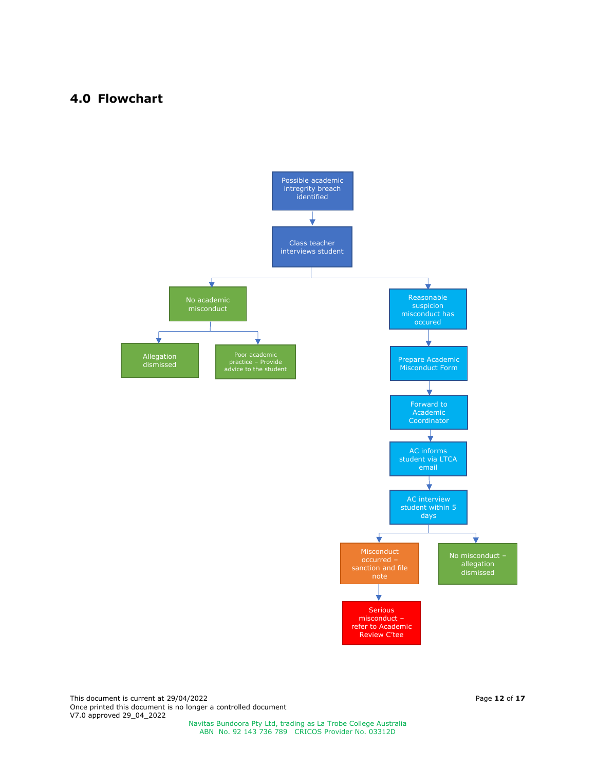## 4.0 Flowchart

Possible academic intregrity breach identified

Class teacher interviews student

No academic misconduct

Allegation dismissed

Poor academic practice – Provide advice to the student

Reasonable suspicion misconduct has occured

Prepare Academic Misconduct Form

Forward to Academic Coordinator

AC informs student via LTCA email

AC interview student within 5 days

Misconduct occurred – sanction and file note

Serious misconduct – refer to Academic Review C'tee

No misconduct – allegation dismissed

This document is current at 29/04/2022
Once printed this document is no longer a controlled document
V7.0 approved 29_04_2022

Navitas Bundoora Pty Ltd, trading as La Trobe College Australia
ABN No. 92 143 736 789 CRICOS Provider No. 03312D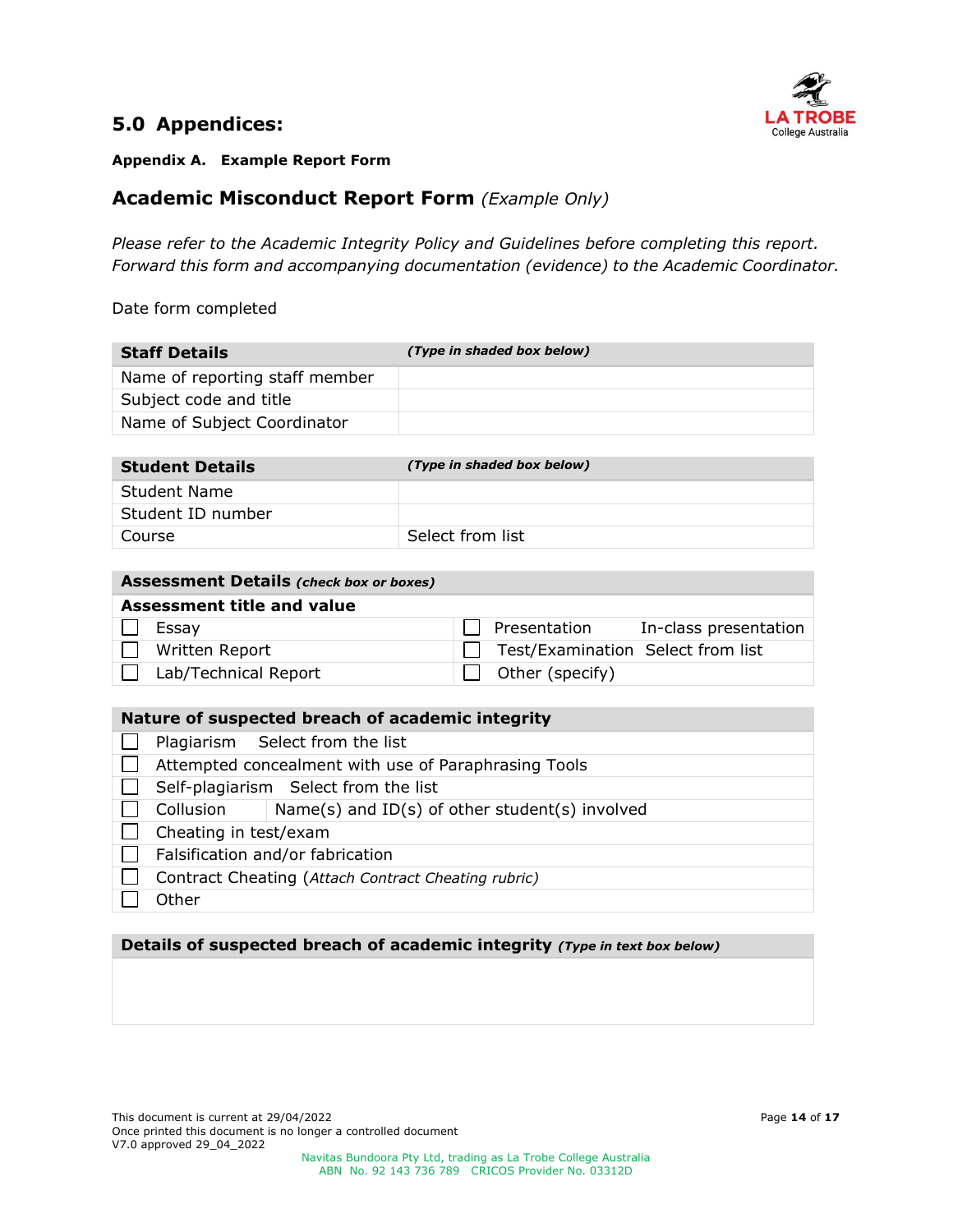# 5.0 Appendices:

**Appendix A. Example Report Form**

## Academic Misconduct Report Form *(Example Only)*

*Please refer to the Academic Integrity Policy and Guidelines before completing this report. Forward this form and accompanying documentation (evidence) to the Academic Coordinator.*

Date form completed

| **Staff Details** | ***(Type in shaded box below)*** |
|---|---|
| Name of reporting staff member | |
| Subject code and title | |
| Name of Subject Coordinator | |

| **Student Details** | ***(Type in shaded box below)*** |
|---|---|
| Student Name | |
| Student ID number | |
| Course | Select from list |

| **Assessment Details** ***(check box or boxes)*** | | | |
|---|---|---|---|
| **Assessment title and value** | | | |
| ☐ | Essay | ☐ | Presentation In-class presentation |
| ☐ | Written Report | ☐ | Test/Examination Select from list |
| ☐ | Lab/Technical Report | ☐ | Other (specify) |

| **Nature of suspected breach of academic integrity** | |
|---|---|
| ☐ | Plagiarism Select from the list |
| ☐ | Attempted concealment with use of Paraphrasing Tools |
| ☐ | Self-plagiarism Select from the list |
| ☐ | Collusion Name(s) and ID(s) of other student(s) involved |
| ☐ | Cheating in test/exam |
| ☐ | Falsification and/or fabrication |
| ☐ | Contract Cheating (*Attach Contract Cheating rubric)* |
| ☐ | Other |

| **Details of suspected breach of academic integrity** ***(Type in text box below)*** |
|---|
| |

This document is current at 29/04/2022
Once printed this document is no longer a controlled document
V7.0 approved 29_04_2022

Navitas Bundoora Pty Ltd, trading as La Trobe College Australia
ABN No. 92 143 736 789 CRICOS Provider No. 03312D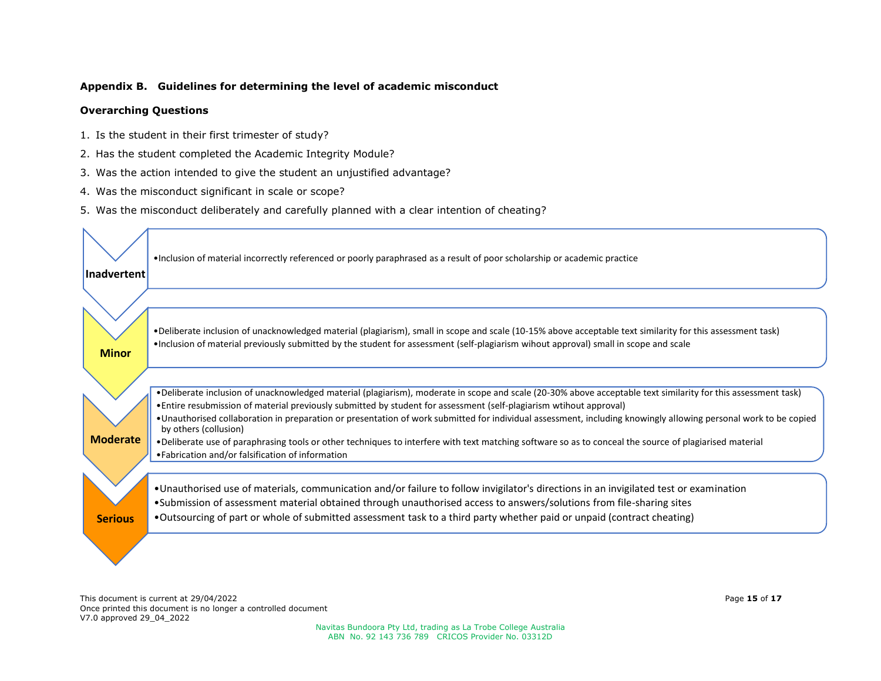### Appendix B. Guidelines for determining the level of academic misconduct

**Overarching Questions**

1. Is the student in their first trimester of study?
2. Has the student completed the Academic Integrity Module?
3. Was the action intended to give the student an unjustified advantage?
4. Was the misconduct significant in scale or scope?
5. Was the misconduct deliberately and carefully planned with a clear intention of cheating?

**Inadvertent**

- Inclusion of material incorrectly referenced or poorly paraphrased as a result of poor scholarship or academic practice

**Minor**

- Deliberate inclusion of unacknowledged material (plagiarism), small in scope and scale (10-15% above acceptable text similarity for this assessment task)
- Inclusion of material previously submitted by the student for assessment (self-plagiarism wihout approval) small in scope and scale

**Moderate**

- Deliberate inclusion of unacknowledged material (plagiarism), moderate in scope and scale (20-30% above acceptable text similarity for this assessment task)
- Entire resubmission of material previously submitted by student for assessment (self-plagiarism wtihout approval)
- Unauthorised collaboration in preparation or presentation of work submitted for individual assessment, including knowingly allowing personal work to be copied by others (collusion)
- Deliberate use of paraphrasing tools or other techniques to interfere with text matching software so as to conceal the source of plagiarised material
- Fabrication and/or falsification of information

**Serious**

- Unauthorised use of materials, communication and/or failure to follow invigilator's directions in an invigilated test or examination
- Submission of assessment material obtained through unauthorised access to answers/solutions from file-sharing sites
- Outsourcing of part or whole of submitted assessment task to a third party whether paid or unpaid (contract cheating)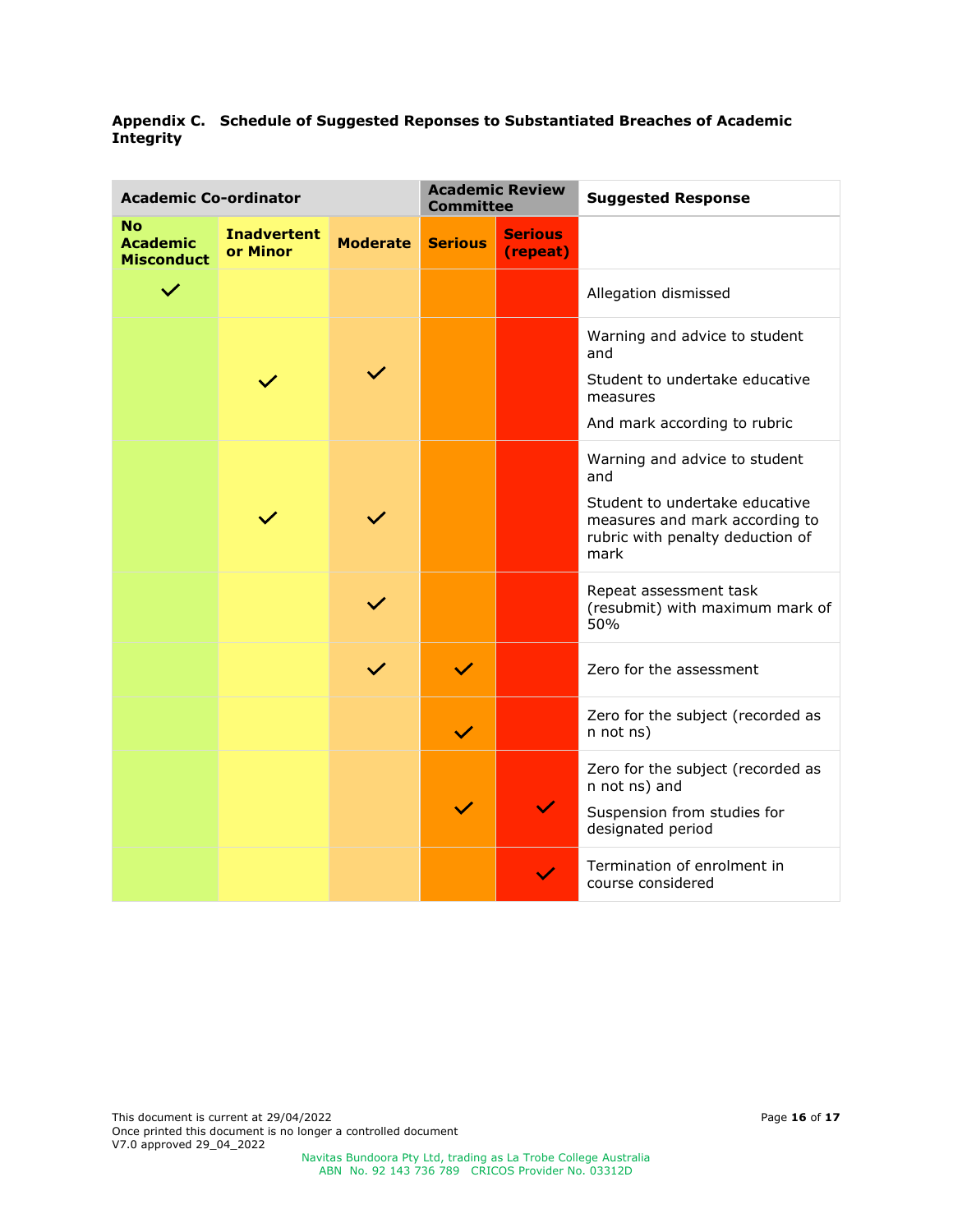**Appendix C. Schedule of Suggested Reponses to Substantiated Breaches of Academic Integrity**

| Academic Co-ordinator | | | Academic Review Committee | | Suggested Response |
|---|---|---|---|---|---|
| **No Academic Misconduct** | **Inadvertent or Minor** | **Moderate** | **Serious** | **Serious (repeat)** | |
| ✓ | | | | | Allegation dismissed |
| | ✓ | ✓ | | | Warning and advice to student and<br>Student to undertake educative measures<br>And mark according to rubric |
| | ✓ | ✓ | | | Warning and advice to student and<br>Student to undertake educative measures and mark according to rubric with penalty deduction of mark |
| | | ✓ | | | Repeat assessment task (resubmit) with maximum mark of 50% |
| | | ✓ | ✓ | | Zero for the assessment |
| | | | ✓ | | Zero for the subject (recorded as n not ns) |
| | | | ✓ | ✓ | Zero for the subject (recorded as n not ns) and<br>Suspension from studies for designated period |
| | | | | ✓ | Termination of enrolment in course considered |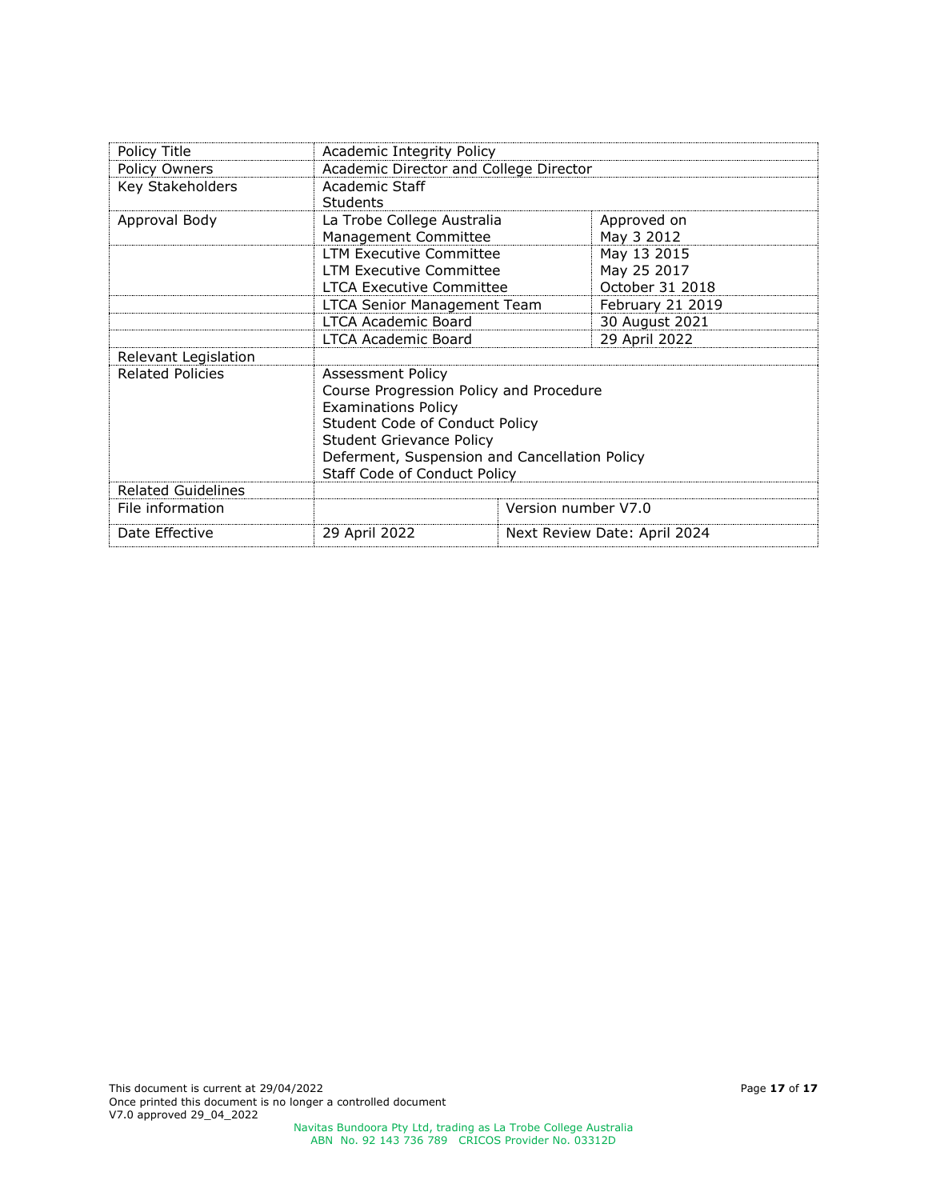| | | |
|---|---|---|
| Policy Title | Academic Integrity Policy | |
| Policy Owners | Academic Director and College Director | |
| Key Stakeholders | Academic Staff<br>Students | |
| Approval Body | La Trobe College Australia Management Committee | Approved on May 3 2012 |
| | LTM Executive Committee<br>LTM Executive Committee<br>LTCA Executive Committee | May 13 2015<br>May 25 2017<br>October 31 2018 |
| | LTCA Senior Management Team | February 21 2019 |
| | LTCA Academic Board | 30 August 2021 |
| | LTCA Academic Board | 29 April 2022 |
| Relevant Legislation | | |
| Related Policies | Assessment Policy<br>Course Progression Policy and Procedure<br>Examinations Policy<br>Student Code of Conduct Policy<br>Student Grievance Policy<br>Deferment, Suspension and Cancellation Policy<br>Staff Code of Conduct Policy | |
| Related Guidelines | | |
| File information | | Version number V7.0 |
| Date Effective | 29 April 2022 | Next Review Date: April 2024 |

This document is current at 29/04/2022
Once printed this document is no longer a controlled document
V7.0 approved 29_04_2022

Navitas Bundoora Pty Ltd, trading as La Trobe College Australia
ABN No. 92 143 736 789 CRICOS Provider No. 03312D